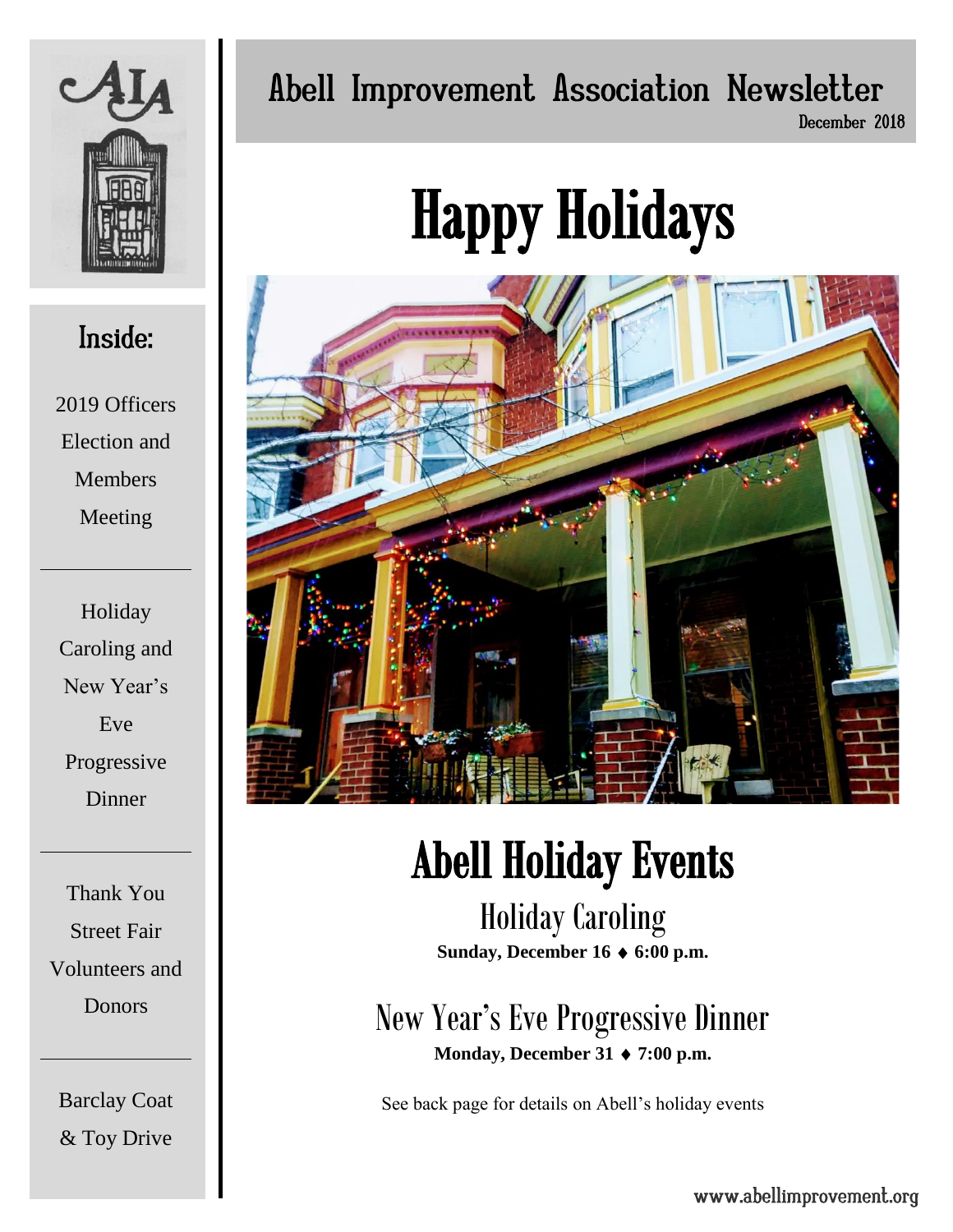# Abell Improvement Association Newsletter

December 2018

## Inside:

2019 Officers Election and Members Meeting

---

Holiday Caroling and New Year's Eve Progressive Dinner

---

Thank You Street Fair Volunteers and Donors

---

Barclay Coat & Toy Drive

# Happy Holidays

# Abell Holiday Events

## Holiday Caroling

**Sunday, December 16 ♦ 6:00 p.m.**

## New Year's Eve Progressive Dinner

**Monday, December 31 ♦ 7:00 p.m.**

See back page for details on Abell's holiday events

www.abellimprovement.org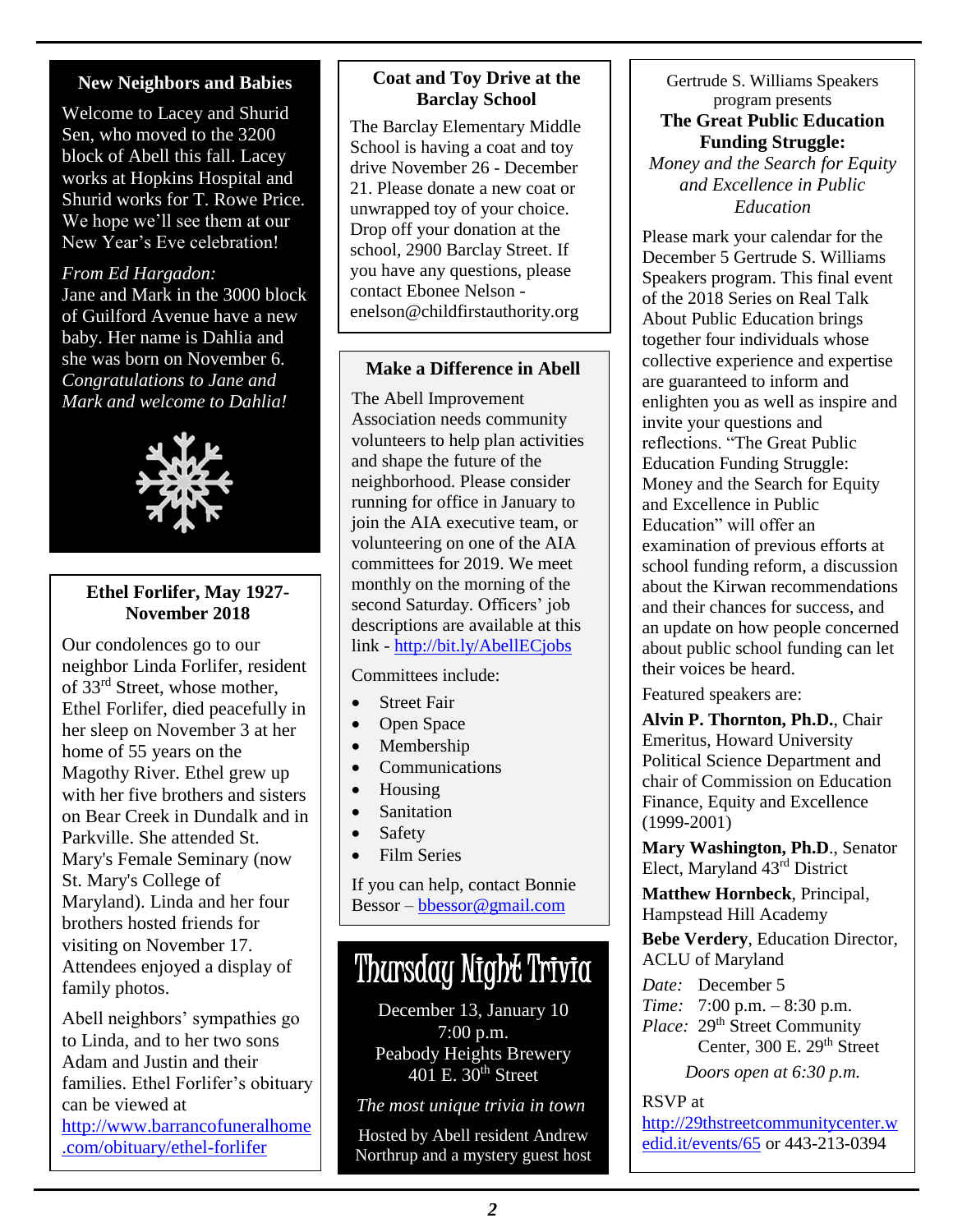## New Neighbors and Babies

Welcome to Lacey and Shurid Sen, who moved to the 3200 block of Abell this fall. Lacey works at Hopkins Hospital and Shurid works for T. Rowe Price. We hope we'll see them at our New Year's Eve celebration!

*From Ed Hargadon:*
Jane and Mark in the 3000 block of Guilford Avenue have a new baby. Her name is Dahlia and she was born on November 6. *Congratulations to Jane and Mark and welcome to Dahlia!*

## Ethel Forlifer, May 1927-November 2018

Our condolences go to our neighbor Linda Forlifer, resident of 33rd Street, whose mother, Ethel Forlifer, died peacefully in her sleep on November 3 at her home of 55 years on the Magothy River. Ethel grew up with her five brothers and sisters on Bear Creek in Dundalk and in Parkville. She attended St. Mary's Female Seminary (now St. Mary's College of Maryland). Linda and her four brothers hosted friends for visiting on November 17. Attendees enjoyed a display of family photos.

Abell neighbors' sympathies go to Linda, and to her two sons Adam and Justin and their families. Ethel Forlifer's obituary can be viewed at http://www.barrancofuneralhome.com/obituary/ethel-forlifer

## Coat and Toy Drive at the Barclay School

The Barclay Elementary Middle School is having a coat and toy drive November 26 - December 21. Please donate a new coat or unwrapped toy of your choice. Drop off your donation at the school, 2900 Barclay Street. If you have any questions, please contact Eboneе Nelson - enelson@childfirstauthority.org

## Make a Difference in Abell

The Abell Improvement Association needs community volunteers to help plan activities and shape the future of the neighborhood. Please consider running for office in January to join the AIA executive team, or volunteering on one of the AIA committees for 2019. We meet monthly on the morning of the second Saturday. Officers' job descriptions are available at this link - http://bit.ly/AbellECjobs

Committees include:

- Street Fair
- Open Space
- Membership
- Communications
- Housing
- Sanitation
- Safety
- Film Series

If you can help, contact Bonnie Bessor – bbessor@gmail.com

## Thursday Night Trivia

December 13, January 10
7:00 p.m.
Peabody Heights Brewery
401 E. 30th Street

*The most unique trivia in town*

Hosted by Abell resident Andrew Northrup and a mystery guest host

---

Gertrude S. Williams Speakers program presents

## The Great Public Education Funding Struggle:

*Money and the Search for Equity and Excellence in Public Education*

Please mark your calendar for the December 5 Gertrude S. Williams Speakers program. This final event of the 2018 Series on Real Talk About Public Education brings together four individuals whose collective experience and expertise are guaranteed to inform and enlighten you as well as inspire and invite your questions and reflections. "The Great Public Education Funding Struggle: Money and the Search for Equity and Excellence in Public Education" will offer an examination of previous efforts at school funding reform, a discussion about the Kirwan recommendations and their chances for success, and an update on how people concerned about public school funding can let their voices be heard.

Featured speakers are:

**Alvin P. Thornton, Ph.D.**, Chair Emeritus, Howard University Political Science Department and chair of Commission on Education Finance, Equity and Excellence (1999-2001)

**Mary Washington, Ph.D.**, Senator Elect, Maryland 43rd District

**Matthew Hornbeck**, Principal, Hampstead Hill Academy

**Bebe Verdery**, Education Director, ACLU of Maryland

*Date:* December 5
*Time:* 7:00 p.m. – 8:30 p.m.
*Place:* 29th Street Community Center, 300 E. 29th Street

*Doors open at 6:30 p.m.*

RSVP at http://29thstreetcommunitycenter.wedid.it/events/65 or 443-213-0394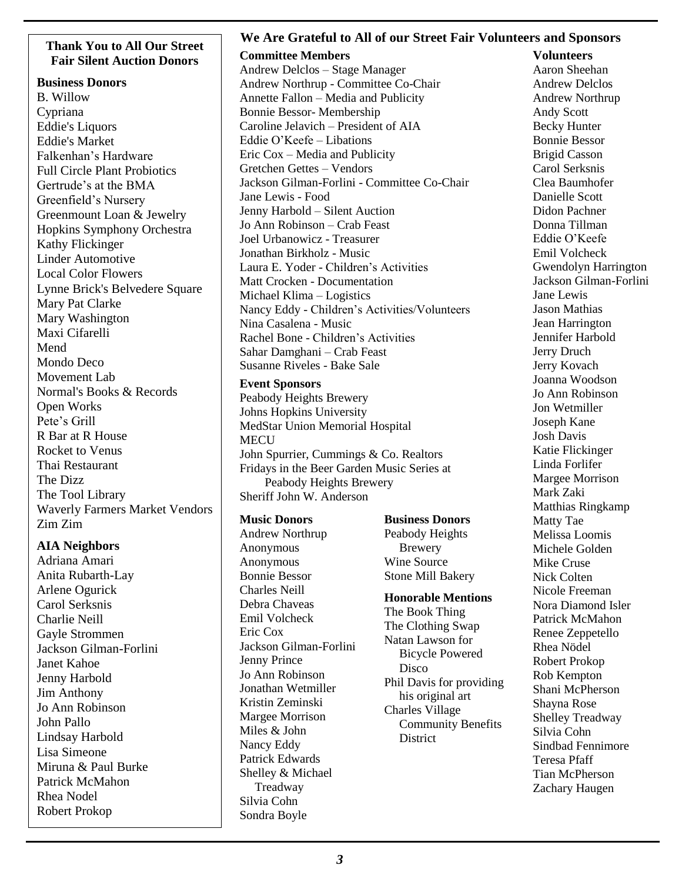## Thank You to All Our Street Fair Silent Auction Donors

**Business Donors**

B. Willow
Cypriana
Eddie's Liquors
Eddie's Market
Falkenhan's Hardware
Full Circle Plant Probiotics
Gertrude's at the BMA
Greenfield's Nursery
Greenmount Loan & Jewelry
Hopkins Symphony Orchestra
Kathy Flickinger
Linder Automotive
Local Color Flowers
Lynne Brick's Belvedere Square
Mary Pat Clarke
Mary Washington
Maxi Cifarelli
Mend
Mondo Deco
Movement Lab
Normal's Books & Records
Open Works
Pete's Grill
R Bar at R House
Rocket to Venus
Thai Restaurant
The Dizz
The Tool Library
Waverly Farmers Market Vendors
Zim Zim

**AIA Neighbors**

Adriana Amari
Anita Rubarth-Lay
Arlene Ogurick
Carol Serksnis
Charlie Neill
Gayle Strommen
Jackson Gilman-Forlini
Janet Kahoe
Jenny Harbold
Jim Anthony
Jo Ann Robinson
John Pallo
Lindsay Harbold
Lisa Simeone
Miruna & Paul Burke
Patrick McMahon
Rhea Nodel
Robert Prokop

## We Are Grateful to All of our Street Fair Volunteers and Sponsors

**Committee Members**

Andrew Delclos – Stage Manager
Andrew Northrup - Committee Co-Chair
Annette Fallon – Media and Publicity
Bonnie Bessor- Membership
Caroline Jelavich – President of AIA
Eddie O'Keefe – Libations
Eric Cox – Media and Publicity
Gretchen Gettes – Vendors
Jackson Gilman-Forlini - Committee Co-Chair
Jane Lewis - Food
Jenny Harbold – Silent Auction
Jo Ann Robinson – Crab Feast
Joel Urbanowicz - Treasurer
Jonathan Birkholz - Music
Laura E. Yoder - Children's Activities
Matt Crocken - Documentation
Michael Klima – Logistics
Nancy Eddy - Children's Activities/Volunteers
Nina Casalena - Music
Rachel Bone - Children's Activities
Sahar Damghani – Crab Feast
Susanne Riveles - Bake Sale

**Event Sponsors**

Peabody Heights Brewery
Johns Hopkins University
MedStar Union Memorial Hospital
MECU
John Spurrier, Cummings & Co. Realtors
Fridays in the Beer Garden Music Series at Peabody Heights Brewery
Sheriff John W. Anderson

**Music Donors**

Andrew Northrup
Anonymous
Anonymous
Bonnie Bessor
Charles Neill
Debra Chaveas
Emil Volcheck
Eric Cox
Jackson Gilman-Forlini
Jenny Prince
Jo Ann Robinson
Jonathan Wetmiller
Kristin Zeminski
Margee Morrison
Miles & John
Nancy Eddy
Patrick Edwards
Shelley & Michael Treadway
Silvia Cohn
Sondra Boyle

**Business Donors**

Peabody Heights Brewery
Wine Source
Stone Mill Bakery

**Honorable Mentions**

The Book Thing
The Clothing Swap
Natan Lawson for Bicycle Powered Disco
Phil Davis for providing his original art
Charles Village Community Benefits District

**Volunteers**

Aaron Sheehan
Andrew Delclos
Andrew Northrup
Andy Scott
Becky Hunter
Bonnie Bessor
Brigid Casson
Carol Serksnis
Clea Baumhofer
Danielle Scott
Didon Pachner
Donna Tillman
Eddie O'Keefe
Emil Volcheck
Gwendolyn Harrington
Jackson Gilman-Forlini
Jane Lewis
Jason Mathias
Jean Harrington
Jennifer Harbold
Jerry Druch
Jerry Kovach
Joanna Woodson
Jo Ann Robinson
Jon Wetmiller
Joseph Kane
Josh Davis
Katie Flickinger
Linda Forlifer
Margee Morrison
Mark Zaki
Matthias Ringkamp
Matty Tae
Melissa Loomis
Michele Golden
Mike Cruse
Nick Colten
Nicole Freeman
Nora Diamond Isler
Patrick McMahon
Renee Zeppetello
Rhea Nödel
Robert Prokop
Rob Kempton
Shani McPherson
Shayna Rose
Shelley Treadway
Silvia Cohn
Sindbad Fennimore
Teresa Pfaff
Tian McPherson
Zachary Haugen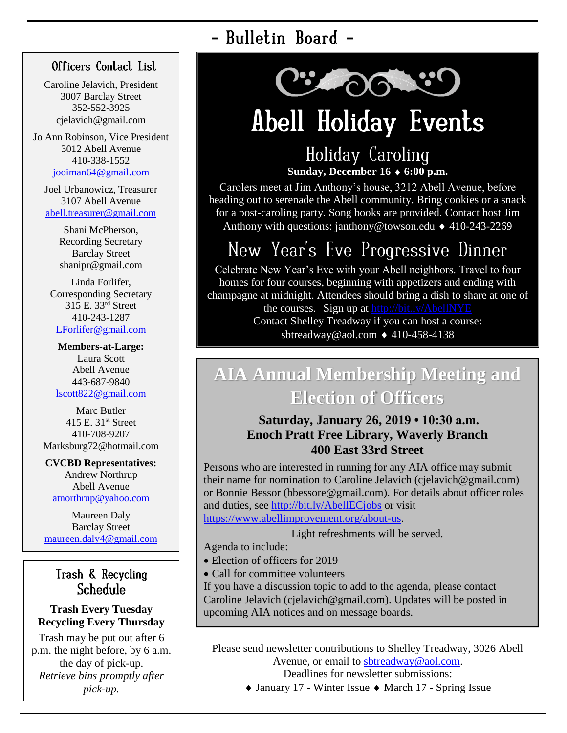# - Bulletin Board -

## Officers Contact List

Caroline Jelavich, President
3007 Barclay Street
352-552-3925
cjelavich@gmail.com

Jo Ann Robinson, Vice President
3012 Abell Avenue
410-338-1552
jooiman64@gmail.com

Joel Urbanowicz, Treasurer
3107 Abell Avenue
abell.treasurer@gmail.com

Shani McPherson,
Recording Secretary
Barclay Street
shanipr@gmail.com

Linda Forlifer,
Corresponding Secretary
315 E. 33rd Street
410-243-1287
LForlifer@gmail.com

**Members-at-Large:**
Laura Scott
Abell Avenue
443-687-9840
lscott822@gmail.com

Marc Butler
415 E. 31st Street
410-708-9207
Marksburg72@hotmail.com

**CVCBD Representatives:**
Andrew Northrup
Abell Avenue
atnorthrup@yahoo.com

Maureen Daly
Barclay Street
maureen.daly4@gmail.com

## Trash & Recycling Schedule

**Trash Every Tuesday**
**Recycling Every Thursday**

Trash may be put out after 6 p.m. the night before, by 6 a.m. the day of pick-up.
*Retrieve bins promptly after pick-up.*

# Abell Holiday Events

## Holiday Caroling

**Sunday, December 16 ♦ 6:00 p.m.**

Carolers meet at Jim Anthony's house, 3212 Abell Avenue, before heading out to serenade the Abell community. Bring cookies or a snack for a post-caroling party. Song books are provided. Contact host Jim Anthony with questions: janthony@towson.edu ♦ 410-243-2269

## New Year's Eve Progressive Dinner

Celebrate New Year's Eve with your Abell neighbors. Travel to four homes for four courses, beginning with appetizers and ending with champagne at midnight. Attendees should bring a dish to share at one of the courses. Sign up at http://bit.ly/AbellNYE
Contact Shelley Treadway if you can host a course:
sbtreadway@aol.com ♦ 410-458-4138

## AIA Annual Membership Meeting and Election of Officers

**Saturday, January 26, 2019 • 10:30 a.m.**
**Enoch Pratt Free Library, Waverly Branch**
**400 East 33rd Street**

Persons who are interested in running for any AIA office may submit their name for nomination to Caroline Jelavich (cjelavich@gmail.com) or Bonnie Bessor (bbessore@gmail.com). For details about officer roles and duties, see http://bit.ly/AbellECjobs or visit https://www.abellimprovement.org/about-us.

Light refreshments will be served.

Agenda to include:

- Election of officers for 2019
- Call for committee volunteers

If you have a discussion topic to add to the agenda, please contact Caroline Jelavich (cjelavich@gmail.com). Updates will be posted in upcoming AIA notices and on message boards.

Please send newsletter contributions to Shelley Treadway, 3026 Abell Avenue, or email to sbtreadway@aol.com.
Deadlines for newsletter submissions:
♦ January 17 - Winter Issue ♦ March 17 - Spring Issue